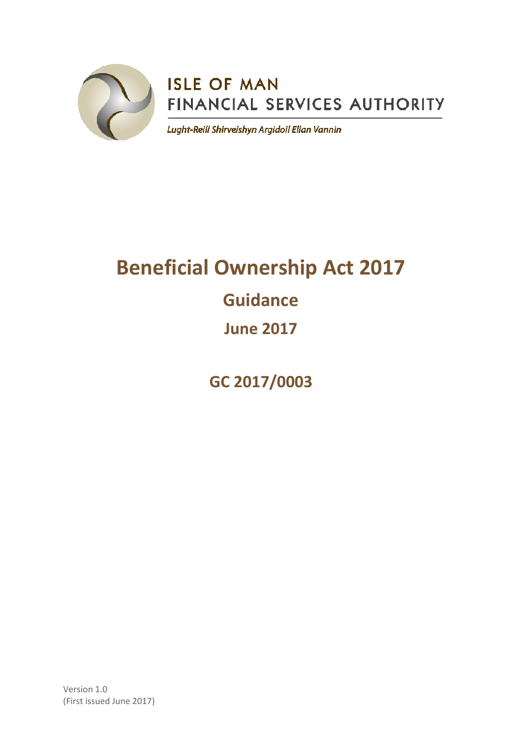ISLE OF MAN
FINANCIAL SERVICES AUTHORITY

*Lught-Reill Shirveishyn Argidoil Ellan Vannin*

# Beneficial Ownership Act 2017

## Guidance

## June 2017

## GC 2017/0003

Version 1.0
(First issued June 2017)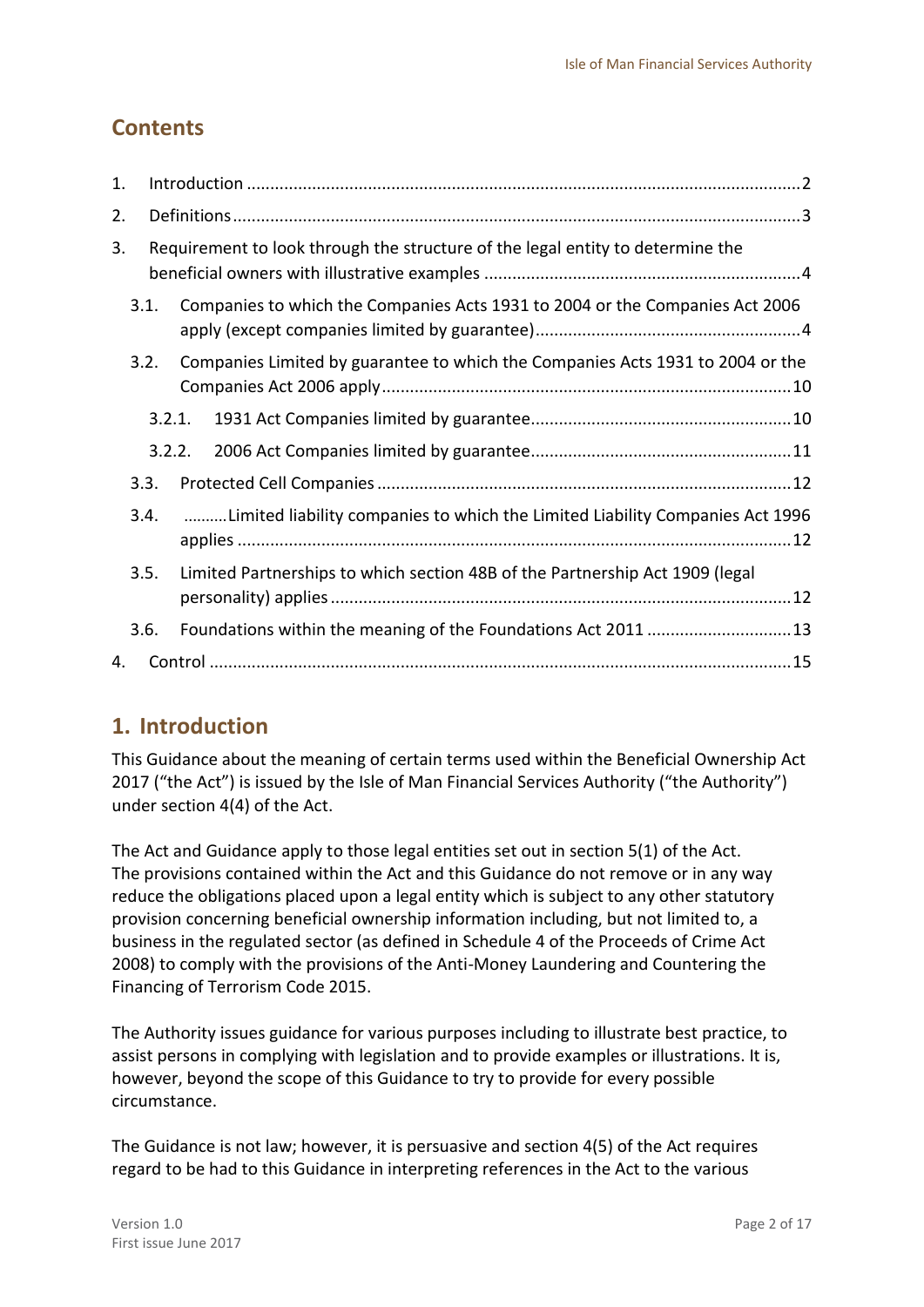## Contents

1. Introduction ....................................................................................................................2
2. Definitions.......................................................................................................................3
3. Requirement to look through the structure of the legal entity to determine the beneficial owners with illustrative examples ..................................................................4
   - 3.1. Companies to which the Companies Acts 1931 to 2004 or the Companies Act 2006 apply (except companies limited by guarantee).......................................................4
   - 3.2. Companies Limited by guarantee to which the Companies Acts 1931 to 2004 or the Companies Act 2006 apply......................................................................................10
     - 3.2.1. 1931 Act Companies limited by guarantee.......................................................10
     - 3.2.2. 2006 Act Companies limited by guarantee.......................................................11
   - 3.3. Protected Cell Companies .......................................................................................12
   - 3.4. ..........Limited liability companies to which the Limited Liability Companies Act 1996 applies .....................................................................................................................12
   - 3.5. Limited Partnerships to which section 48B of the Partnership Act 1909 (legal personality) applies .................................................................................................12
   - 3.6. Foundations within the meaning of the Foundations Act 2011 ..............................13
4. Control ..........................................................................................................................15

## 1. Introduction

This Guidance about the meaning of certain terms used within the Beneficial Ownership Act 2017 ("the Act") is issued by the Isle of Man Financial Services Authority ("the Authority") under section 4(4) of the Act.

The Act and Guidance apply to those legal entities set out in section 5(1) of the Act. The provisions contained within the Act and this Guidance do not remove or in any way reduce the obligations placed upon a legal entity which is subject to any other statutory provision concerning beneficial ownership information including, but not limited to, a business in the regulated sector (as defined in Schedule 4 of the Proceeds of Crime Act 2008) to comply with the provisions of the Anti-Money Laundering and Countering the Financing of Terrorism Code 2015.

The Authority issues guidance for various purposes including to illustrate best practice, to assist persons in complying with legislation and to provide examples or illustrations. It is, however, beyond the scope of this Guidance to try to provide for every possible circumstance.

The Guidance is not law; however, it is persuasive and section 4(5) of the Act requires regard to be had to this Guidance in interpreting references in the Act to the various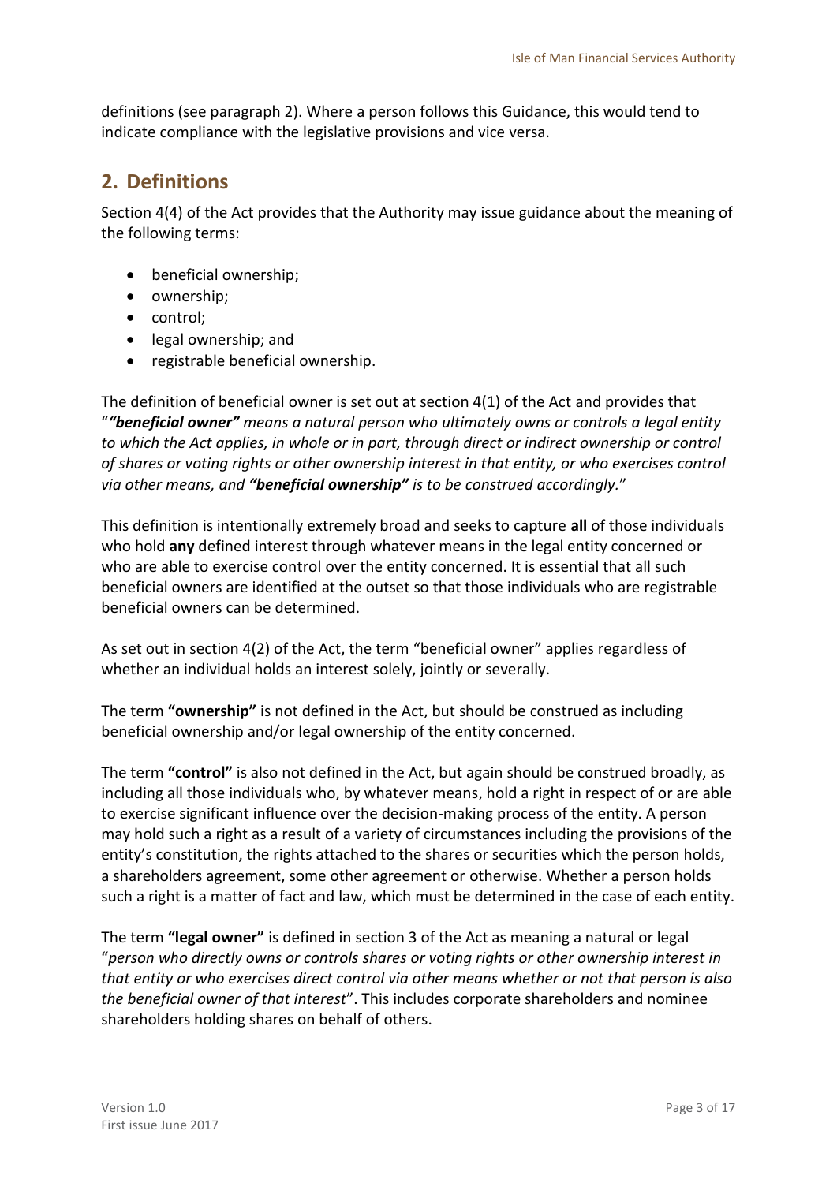definitions (see paragraph 2). Where a person follows this Guidance, this would tend to indicate compliance with the legislative provisions and vice versa.

## 2. Definitions

Section 4(4) of the Act provides that the Authority may issue guidance about the meaning of the following terms:

- beneficial ownership;
- ownership;
- control;
- legal ownership; and
- registrable beneficial ownership.

The definition of beneficial owner is set out at section 4(1) of the Act and provides that "***"beneficial owner"*** *means a natural person who ultimately owns or controls a legal entity to which the Act applies, in whole or in part, through direct or indirect ownership or control of shares or voting rights or other ownership interest in that entity, or who exercises control via other means, and* ***"beneficial ownership"*** *is to be construed accordingly.*"

This definition is intentionally extremely broad and seeks to capture **all** of those individuals who hold **any** defined interest through whatever means in the legal entity concerned or who are able to exercise control over the entity concerned. It is essential that all such beneficial owners are identified at the outset so that those individuals who are registrable beneficial owners can be determined.

As set out in section 4(2) of the Act, the term "beneficial owner" applies regardless of whether an individual holds an interest solely, jointly or severally.

The term **"ownership"** is not defined in the Act, but should be construed as including beneficial ownership and/or legal ownership of the entity concerned.

The term **"control"** is also not defined in the Act, but again should be construed broadly, as including all those individuals who, by whatever means, hold a right in respect of or are able to exercise significant influence over the decision-making process of the entity. A person may hold such a right as a result of a variety of circumstances including the provisions of the entity's constitution, the rights attached to the shares or securities which the person holds, a shareholders agreement, some other agreement or otherwise. Whether a person holds such a right is a matter of fact and law, which must be determined in the case of each entity.

The term **"legal owner"** is defined in section 3 of the Act as meaning a natural or legal "*person who directly owns or controls shares or voting rights or other ownership interest in that entity or who exercises direct control via other means whether or not that person is also the beneficial owner of that interest*". This includes corporate shareholders and nominee shareholders holding shares on behalf of others.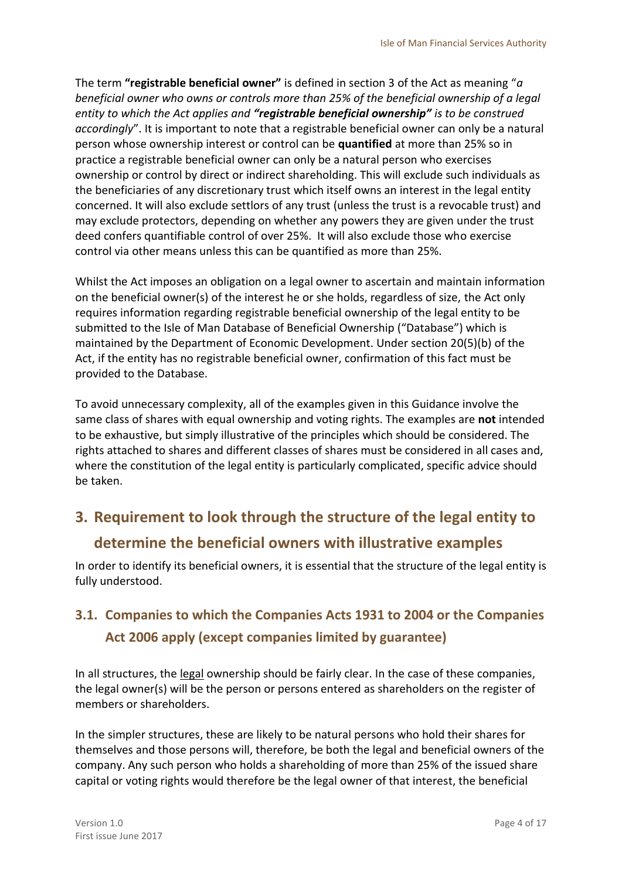The term **"registrable beneficial owner"** is defined in section 3 of the Act as meaning "*a beneficial owner who owns or controls more than 25% of the beneficial ownership of a legal entity to which the Act applies and **"registrable beneficial ownership"** is to be construed accordingly*". It is important to note that a registrable beneficial owner can only be a natural person whose ownership interest or control can be **quantified** at more than 25% so in practice a registrable beneficial owner can only be a natural person who exercises ownership or control by direct or indirect shareholding. This will exclude such individuals as the beneficiaries of any discretionary trust which itself owns an interest in the legal entity concerned. It will also exclude settlors of any trust (unless the trust is a revocable trust) and may exclude protectors, depending on whether any powers they are given under the trust deed confers quantifiable control of over 25%. It will also exclude those who exercise control via other means unless this can be quantified as more than 25%.

Whilst the Act imposes an obligation on a legal owner to ascertain and maintain information on the beneficial owner(s) of the interest he or she holds, regardless of size, the Act only requires information regarding registrable beneficial ownership of the legal entity to be submitted to the Isle of Man Database of Beneficial Ownership ("Database") which is maintained by the Department of Economic Development. Under section 20(5)(b) of the Act, if the entity has no registrable beneficial owner, confirmation of this fact must be provided to the Database.

To avoid unnecessary complexity, all of the examples given in this Guidance involve the same class of shares with equal ownership and voting rights. The examples are **not** intended to be exhaustive, but simply illustrative of the principles which should be considered. The rights attached to shares and different classes of shares must be considered in all cases and, where the constitution of the legal entity is particularly complicated, specific advice should be taken.

## 3. Requirement to look through the structure of the legal entity to determine the beneficial owners with illustrative examples

In order to identify its beneficial owners, it is essential that the structure of the legal entity is fully understood.

### 3.1. Companies to which the Companies Acts 1931 to 2004 or the Companies Act 2006 apply (except companies limited by guarantee)

In all structures, the legal ownership should be fairly clear. In the case of these companies, the legal owner(s) will be the person or persons entered as shareholders on the register of members or shareholders.

In the simpler structures, these are likely to be natural persons who hold their shares for themselves and those persons will, therefore, be both the legal and beneficial owners of the company. Any such person who holds a shareholding of more than 25% of the issued share capital or voting rights would therefore be the legal owner of that interest, the beneficial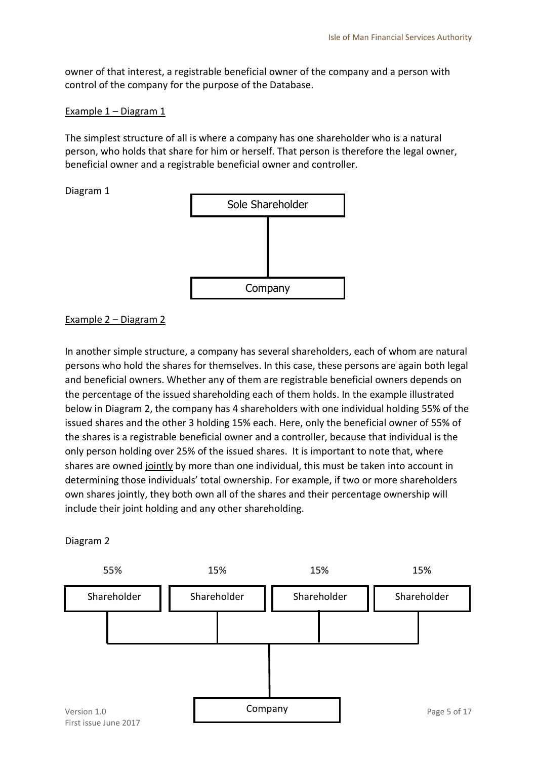owner of that interest, a registrable beneficial owner of the company and a person with control of the company for the purpose of the Database.

Example 1 – Diagram 1

The simplest structure of all is where a company has one shareholder who is a natural person, who holds that share for him or herself. That person is therefore the legal owner, beneficial owner and a registrable beneficial owner and controller.

Diagram 1

Sole Shareholder

Company

Example 2 – Diagram 2

In another simple structure, a company has several shareholders, each of whom are natural persons who hold the shares for themselves. In this case, these persons are again both legal and beneficial owners. Whether any of them are registrable beneficial owners depends on the percentage of the issued shareholding each of them holds. In the example illustrated below in Diagram 2, the company has 4 shareholders with one individual holding 55% of the issued shares and the other 3 holding 15% each. Here, only the beneficial owner of 55% of the shares is a registrable beneficial owner and a controller, because that individual is the only person holding over 25% of the issued shares. It is important to note that, where shares are owned jointly by more than one individual, this must be taken into account in determining those individuals' total ownership. For example, if two or more shareholders own shares jointly, they both own all of the shares and their percentage ownership will include their joint holding and any other shareholding.

Diagram 2

55% Shareholder | 15% Shareholder | 15% Shareholder | 15% Shareholder

Company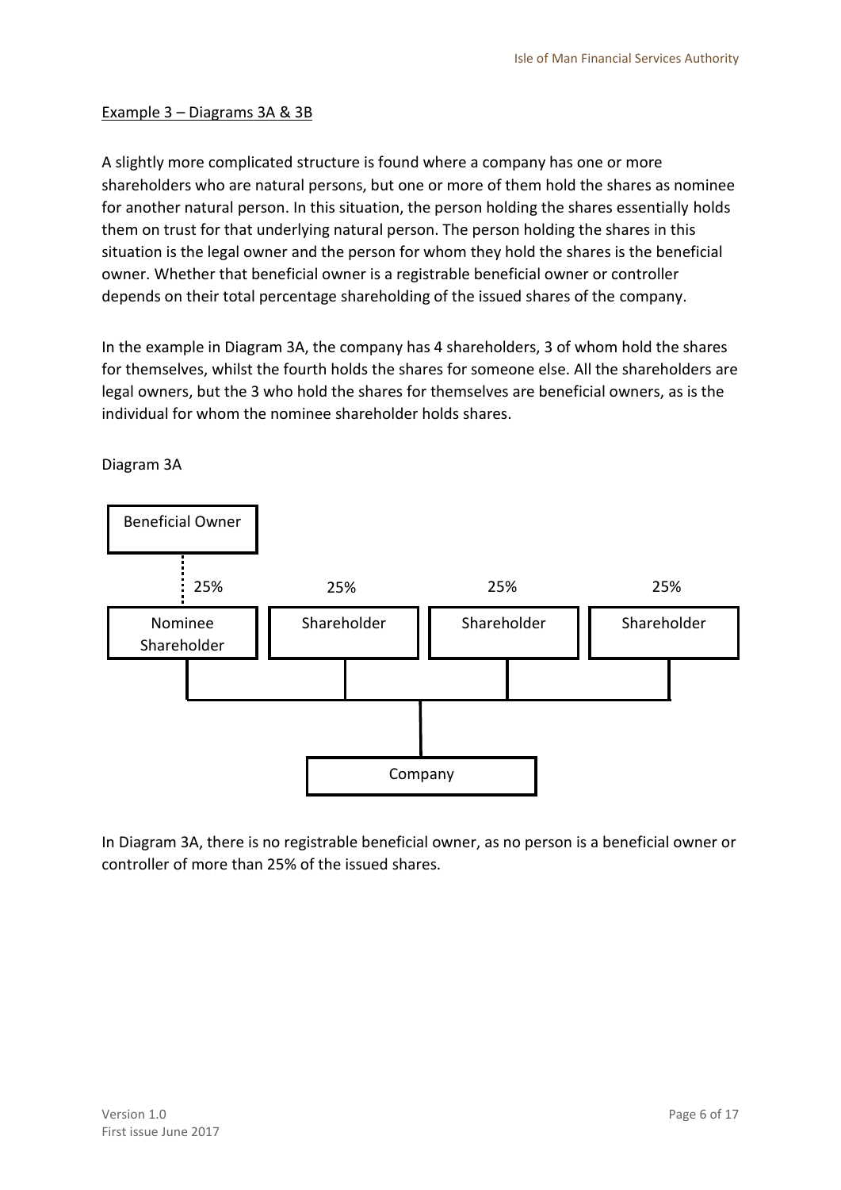<u>Example 3 – Diagrams 3A & 3B</u>

A slightly more complicated structure is found where a company has one or more shareholders who are natural persons, but one or more of them hold the shares as nominee for another natural person. In this situation, the person holding the shares essentially holds them on trust for that underlying natural person. The person holding the shares in this situation is the legal owner and the person for whom they hold the shares is the beneficial owner. Whether that beneficial owner is a registrable beneficial owner or controller depends on their total percentage shareholding of the issued shares of the company.

In the example in Diagram 3A, the company has 4 shareholders, 3 of whom hold the shares for themselves, whilst the fourth holds the shares for someone else. All the shareholders are legal owners, but the 3 who hold the shares for themselves are beneficial owners, as is the individual for whom the nominee shareholder holds shares.

Diagram 3A

Beneficial Owner

25% | 25% | 25% | 25%

Nominee Shareholder | Shareholder | Shareholder | Shareholder

Company

In Diagram 3A, there is no registrable beneficial owner, as no person is a beneficial owner or controller of more than 25% of the issued shares.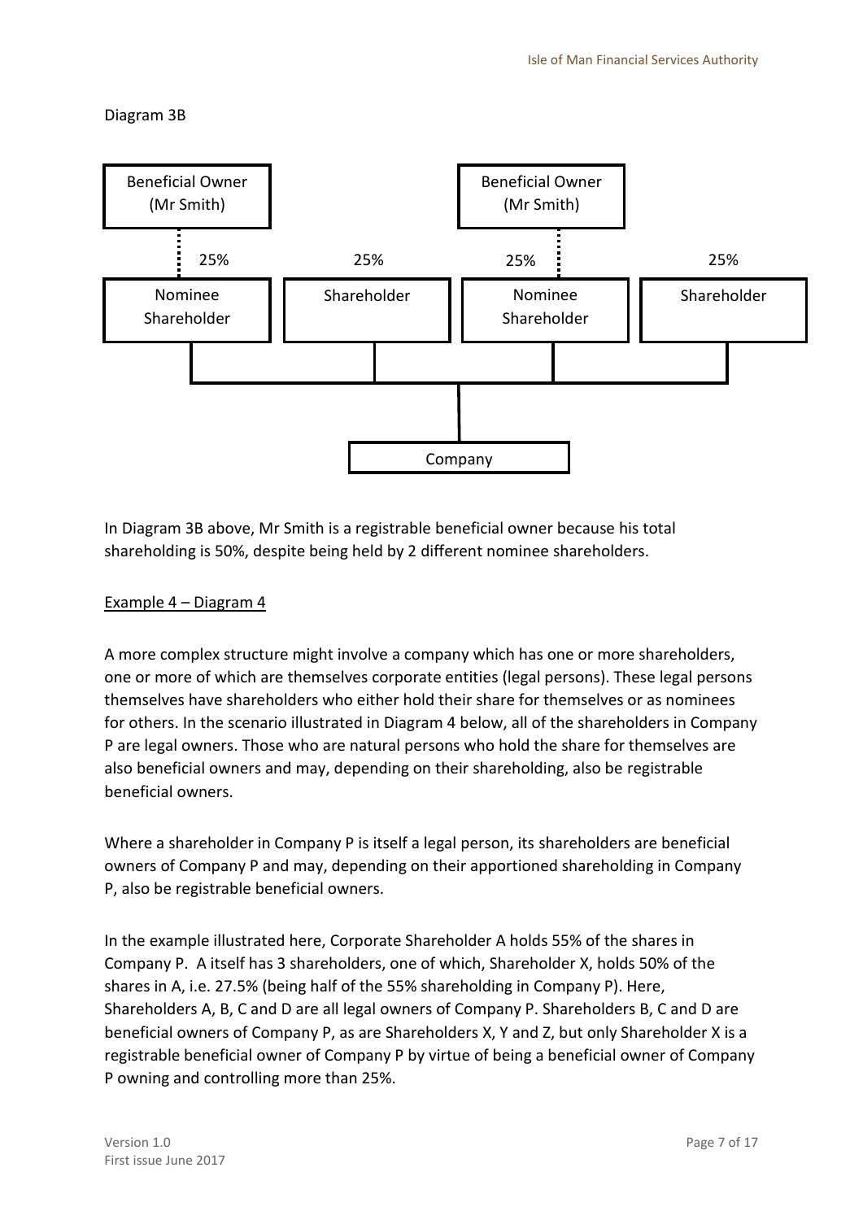Diagram 3B

Beneficial Owner (Mr Smith) — 25% — Nominee Shareholder

25% — Shareholder

Beneficial Owner (Mr Smith) — 25% — Nominee Shareholder

25% — Shareholder

Company

In Diagram 3B above, Mr Smith is a registrable beneficial owner because his total shareholding is 50%, despite being held by 2 different nominee shareholders.

<u>Example 4 – Diagram 4</u>

A more complex structure might involve a company which has one or more shareholders, one or more of which are themselves corporate entities (legal persons). These legal persons themselves have shareholders who either hold their share for themselves or as nominees for others. In the scenario illustrated in Diagram 4 below, all of the shareholders in Company P are legal owners. Those who are natural persons who hold the share for themselves are also beneficial owners and may, depending on their shareholding, also be registrable beneficial owners.

Where a shareholder in Company P is itself a legal person, its shareholders are beneficial owners of Company P and may, depending on their apportioned shareholding in Company P, also be registrable beneficial owners.

In the example illustrated here, Corporate Shareholder A holds 55% of the shares in Company P. A itself has 3 shareholders, one of which, Shareholder X, holds 50% of the shares in A, i.e. 27.5% (being half of the 55% shareholding in Company P). Here, Shareholders A, B, C and D are all legal owners of Company P. Shareholders B, C and D are beneficial owners of Company P, as are Shareholders X, Y and Z, but only Shareholder X is a registrable beneficial owner of Company P by virtue of being a beneficial owner of Company P owning and controlling more than 25%.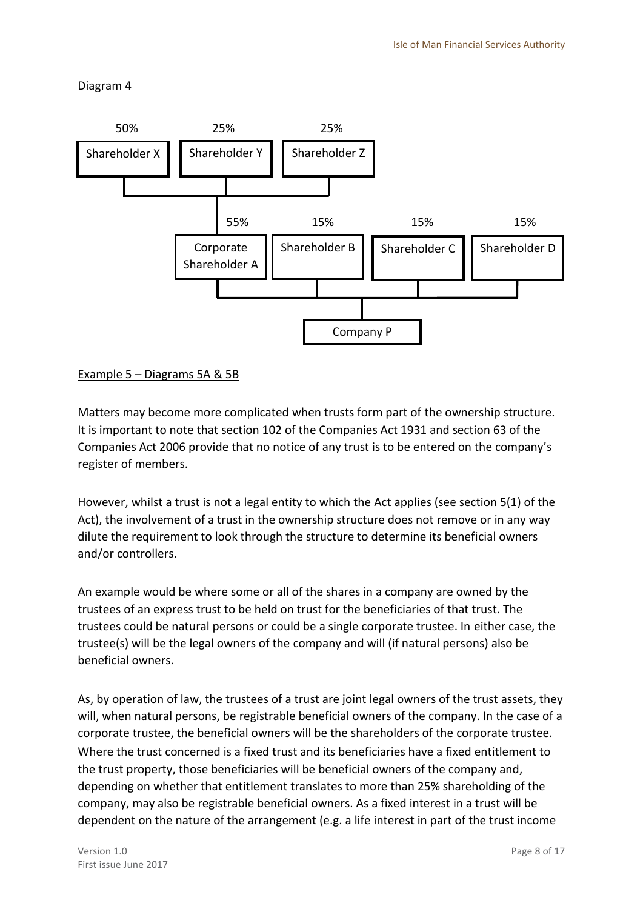Diagram 4

50% Shareholder X | 25% Shareholder Y | 25% Shareholder Z

55% Corporate Shareholder A | 15% Shareholder B | 15% Shareholder C | 15% Shareholder D

Company P

<u>Example 5 – Diagrams 5A & 5B</u>

Matters may become more complicated when trusts form part of the ownership structure. It is important to note that section 102 of the Companies Act 1931 and section 63 of the Companies Act 2006 provide that no notice of any trust is to be entered on the company's register of members.

However, whilst a trust is not a legal entity to which the Act applies (see section 5(1) of the Act), the involvement of a trust in the ownership structure does not remove or in any way dilute the requirement to look through the structure to determine its beneficial owners and/or controllers.

An example would be where some or all of the shares in a company are owned by the trustees of an express trust to be held on trust for the beneficiaries of that trust. The trustees could be natural persons or could be a single corporate trustee. In either case, the trustee(s) will be the legal owners of the company and will (if natural persons) also be beneficial owners.

As, by operation of law, the trustees of a trust are joint legal owners of the trust assets, they will, when natural persons, be registrable beneficial owners of the company. In the case of a corporate trustee, the beneficial owners will be the shareholders of the corporate trustee. Where the trust concerned is a fixed trust and its beneficiaries have a fixed entitlement to the trust property, those beneficiaries will be beneficial owners of the company and, depending on whether that entitlement translates to more than 25% shareholding of the company, may also be registrable beneficial owners. As a fixed interest in a trust will be dependent on the nature of the arrangement (e.g. a life interest in part of the trust income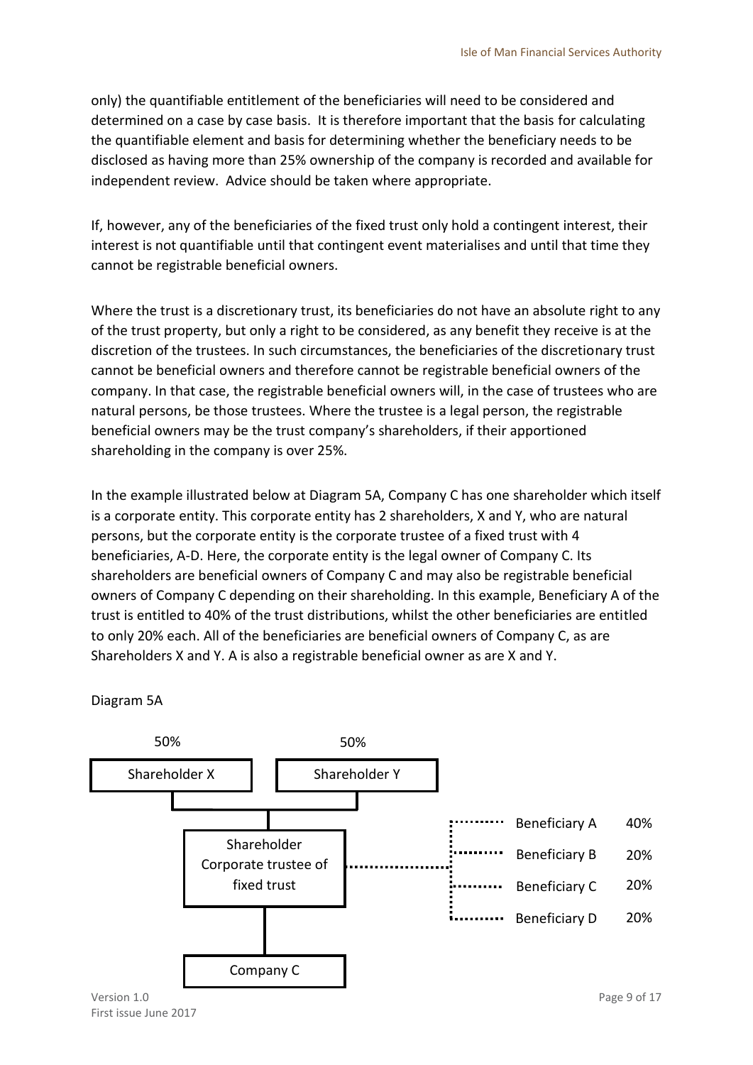only) the quantifiable entitlement of the beneficiaries will need to be considered and determined on a case by case basis. It is therefore important that the basis for calculating the quantifiable element and basis for determining whether the beneficiary needs to be disclosed as having more than 25% ownership of the company is recorded and available for independent review. Advice should be taken where appropriate.

If, however, any of the beneficiaries of the fixed trust only hold a contingent interest, their interest is not quantifiable until that contingent event materialises and until that time they cannot be registrable beneficial owners.

Where the trust is a discretionary trust, its beneficiaries do not have an absolute right to any of the trust property, but only a right to be considered, as any benefit they receive is at the discretion of the trustees. In such circumstances, the beneficiaries of the discretionary trust cannot be beneficial owners and therefore cannot be registrable beneficial owners of the company. In that case, the registrable beneficial owners will, in the case of trustees who are natural persons, be those trustees. Where the trustee is a legal person, the registrable beneficial owners may be the trust company's shareholders, if their apportioned shareholding in the company is over 25%.

In the example illustrated below at Diagram 5A, Company C has one shareholder which itself is a corporate entity. This corporate entity has 2 shareholders, X and Y, who are natural persons, but the corporate entity is the corporate trustee of a fixed trust with 4 beneficiaries, A-D. Here, the corporate entity is the legal owner of Company C. Its shareholders are beneficial owners of Company C and may also be registrable beneficial owners of Company C depending on their shareholding. In this example, Beneficiary A of the trust is entitled to 40% of the trust distributions, whilst the other beneficiaries are entitled to only 20% each. All of the beneficiaries are beneficial owners of Company C, as are Shareholders X and Y. A is also a registrable beneficial owner as are X and Y.

Diagram 5A

50% Shareholder X

50% Shareholder Y

Shareholder Corporate trustee of fixed trust

Beneficiary A 40%

Beneficiary B 20%

Beneficiary C 20%

Beneficiary D 20%

Company C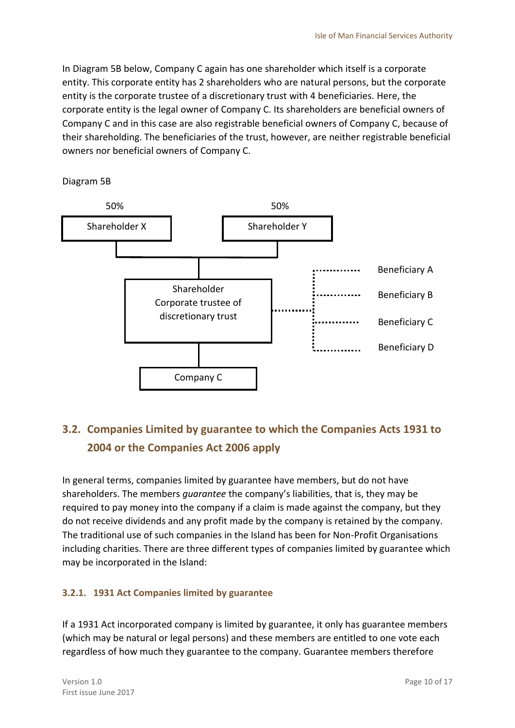In Diagram 5B below, Company C again has one shareholder which itself is a corporate entity. This corporate entity has 2 shareholders who are natural persons, but the corporate entity is the corporate trustee of a discretionary trust with 4 beneficiaries. Here, the corporate entity is the legal owner of Company C. Its shareholders are beneficial owners of Company C and in this case are also registrable beneficial owners of Company C, because of their shareholding. The beneficiaries of the trust, however, are neither registrable beneficial owners nor beneficial owners of Company C.

Diagram 5B

50% Shareholder X

50% Shareholder Y

Shareholder
Corporate trustee of
discretionary trust

Beneficiary A

Beneficiary B

Beneficiary C

Beneficiary D

Company C

## 3.2. Companies Limited by guarantee to which the Companies Acts 1931 to 2004 or the Companies Act 2006 apply

In general terms, companies limited by guarantee have members, but do not have shareholders. The members *guarantee* the company's liabilities, that is, they may be required to pay money into the company if a claim is made against the company, but they do not receive dividends and any profit made by the company is retained by the company. The traditional use of such companies in the Island has been for Non-Profit Organisations including charities. There are three different types of companies limited by guarantee which may be incorporated in the Island:

### 3.2.1. 1931 Act Companies limited by guarantee

If a 1931 Act incorporated company is limited by guarantee, it only has guarantee members (which may be natural or legal persons) and these members are entitled to one vote each regardless of how much they guarantee to the company. Guarantee members therefore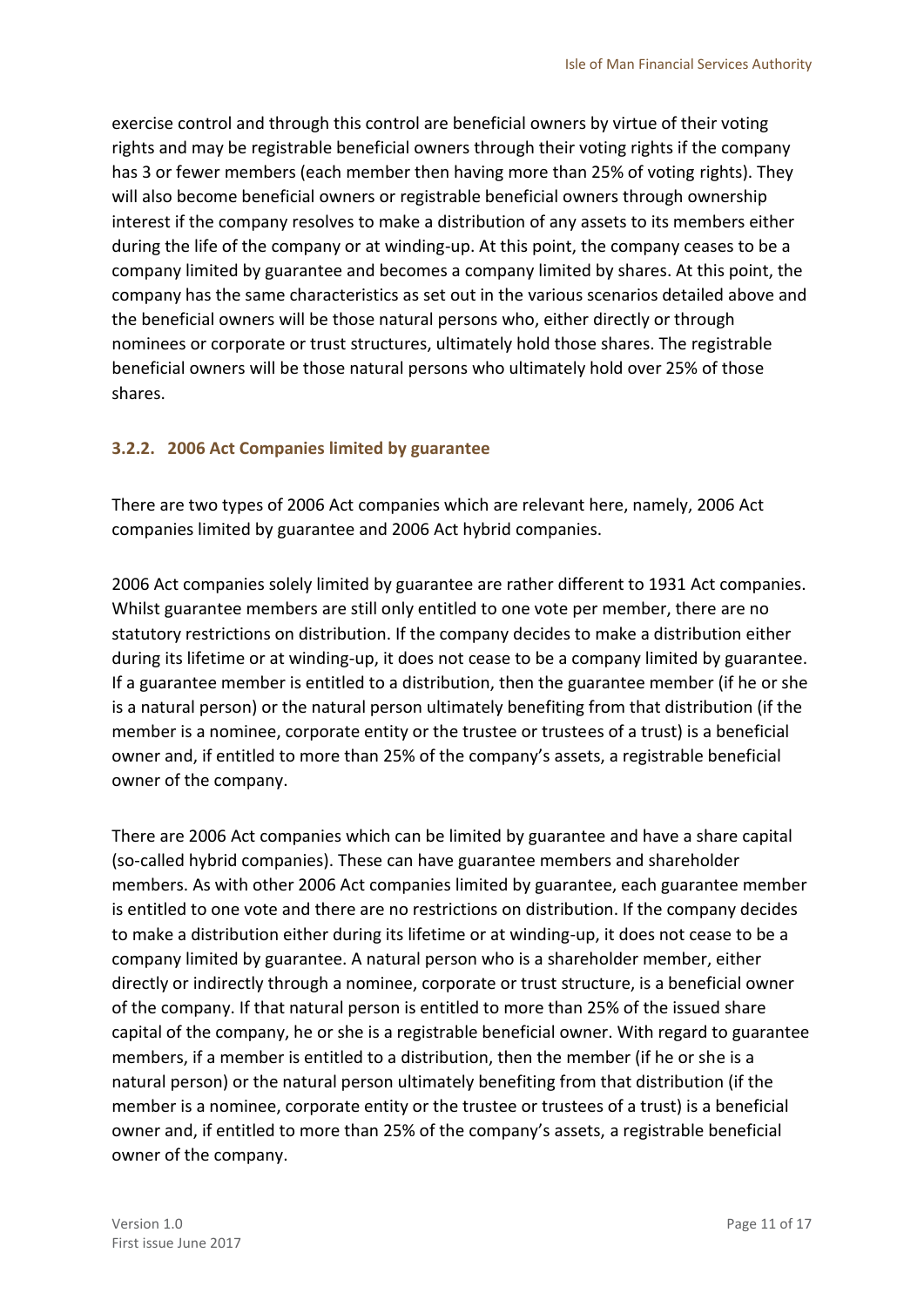exercise control and through this control are beneficial owners by virtue of their voting rights and may be registrable beneficial owners through their voting rights if the company has 3 or fewer members (each member then having more than 25% of voting rights). They will also become beneficial owners or registrable beneficial owners through ownership interest if the company resolves to make a distribution of any assets to its members either during the life of the company or at winding-up. At this point, the company ceases to be a company limited by guarantee and becomes a company limited by shares. At this point, the company has the same characteristics as set out in the various scenarios detailed above and the beneficial owners will be those natural persons who, either directly or through nominees or corporate or trust structures, ultimately hold those shares. The registrable beneficial owners will be those natural persons who ultimately hold over 25% of those shares.

### 3.2.2. 2006 Act Companies limited by guarantee

There are two types of 2006 Act companies which are relevant here, namely, 2006 Act companies limited by guarantee and 2006 Act hybrid companies.

2006 Act companies solely limited by guarantee are rather different to 1931 Act companies. Whilst guarantee members are still only entitled to one vote per member, there are no statutory restrictions on distribution. If the company decides to make a distribution either during its lifetime or at winding-up, it does not cease to be a company limited by guarantee. If a guarantee member is entitled to a distribution, then the guarantee member (if he or she is a natural person) or the natural person ultimately benefiting from that distribution (if the member is a nominee, corporate entity or the trustee or trustees of a trust) is a beneficial owner and, if entitled to more than 25% of the company's assets, a registrable beneficial owner of the company.

There are 2006 Act companies which can be limited by guarantee and have a share capital (so-called hybrid companies). These can have guarantee members and shareholder members. As with other 2006 Act companies limited by guarantee, each guarantee member is entitled to one vote and there are no restrictions on distribution. If the company decides to make a distribution either during its lifetime or at winding-up, it does not cease to be a company limited by guarantee. A natural person who is a shareholder member, either directly or indirectly through a nominee, corporate or trust structure, is a beneficial owner of the company. If that natural person is entitled to more than 25% of the issued share capital of the company, he or she is a registrable beneficial owner. With regard to guarantee members, if a member is entitled to a distribution, then the member (if he or she is a natural person) or the natural person ultimately benefiting from that distribution (if the member is a nominee, corporate entity or the trustee or trustees of a trust) is a beneficial owner and, if entitled to more than 25% of the company's assets, a registrable beneficial owner of the company.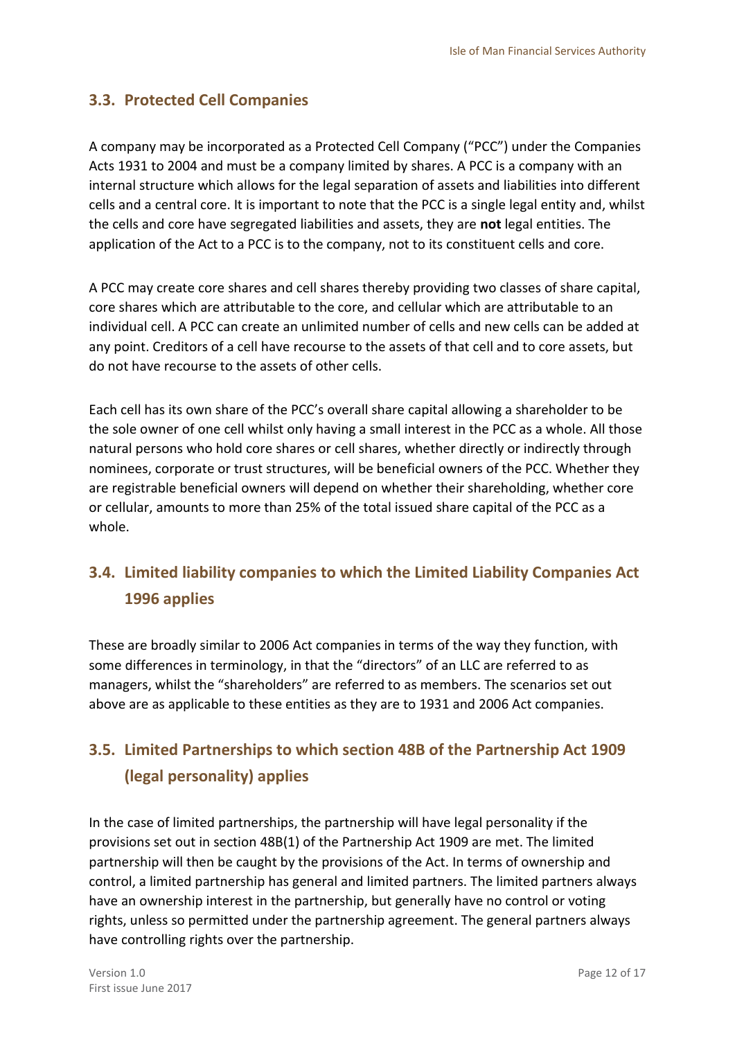## 3.3. Protected Cell Companies

A company may be incorporated as a Protected Cell Company ("PCC") under the Companies Acts 1931 to 2004 and must be a company limited by shares. A PCC is a company with an internal structure which allows for the legal separation of assets and liabilities into different cells and a central core. It is important to note that the PCC is a single legal entity and, whilst the cells and core have segregated liabilities and assets, they are **not** legal entities. The application of the Act to a PCC is to the company, not to its constituent cells and core.

A PCC may create core shares and cell shares thereby providing two classes of share capital, core shares which are attributable to the core, and cellular which are attributable to an individual cell. A PCC can create an unlimited number of cells and new cells can be added at any point. Creditors of a cell have recourse to the assets of that cell and to core assets, but do not have recourse to the assets of other cells.

Each cell has its own share of the PCC's overall share capital allowing a shareholder to be the sole owner of one cell whilst only having a small interest in the PCC as a whole. All those natural persons who hold core shares or cell shares, whether directly or indirectly through nominees, corporate or trust structures, will be beneficial owners of the PCC. Whether they are registrable beneficial owners will depend on whether their shareholding, whether core or cellular, amounts to more than 25% of the total issued share capital of the PCC as a whole.

## 3.4. Limited liability companies to which the Limited Liability Companies Act 1996 applies

These are broadly similar to 2006 Act companies in terms of the way they function, with some differences in terminology, in that the "directors" of an LLC are referred to as managers, whilst the "shareholders" are referred to as members. The scenarios set out above are as applicable to these entities as they are to 1931 and 2006 Act companies.

## 3.5. Limited Partnerships to which section 48B of the Partnership Act 1909 (legal personality) applies

In the case of limited partnerships, the partnership will have legal personality if the provisions set out in section 48B(1) of the Partnership Act 1909 are met. The limited partnership will then be caught by the provisions of the Act. In terms of ownership and control, a limited partnership has general and limited partners. The limited partners always have an ownership interest in the partnership, but generally have no control or voting rights, unless so permitted under the partnership agreement. The general partners always have controlling rights over the partnership.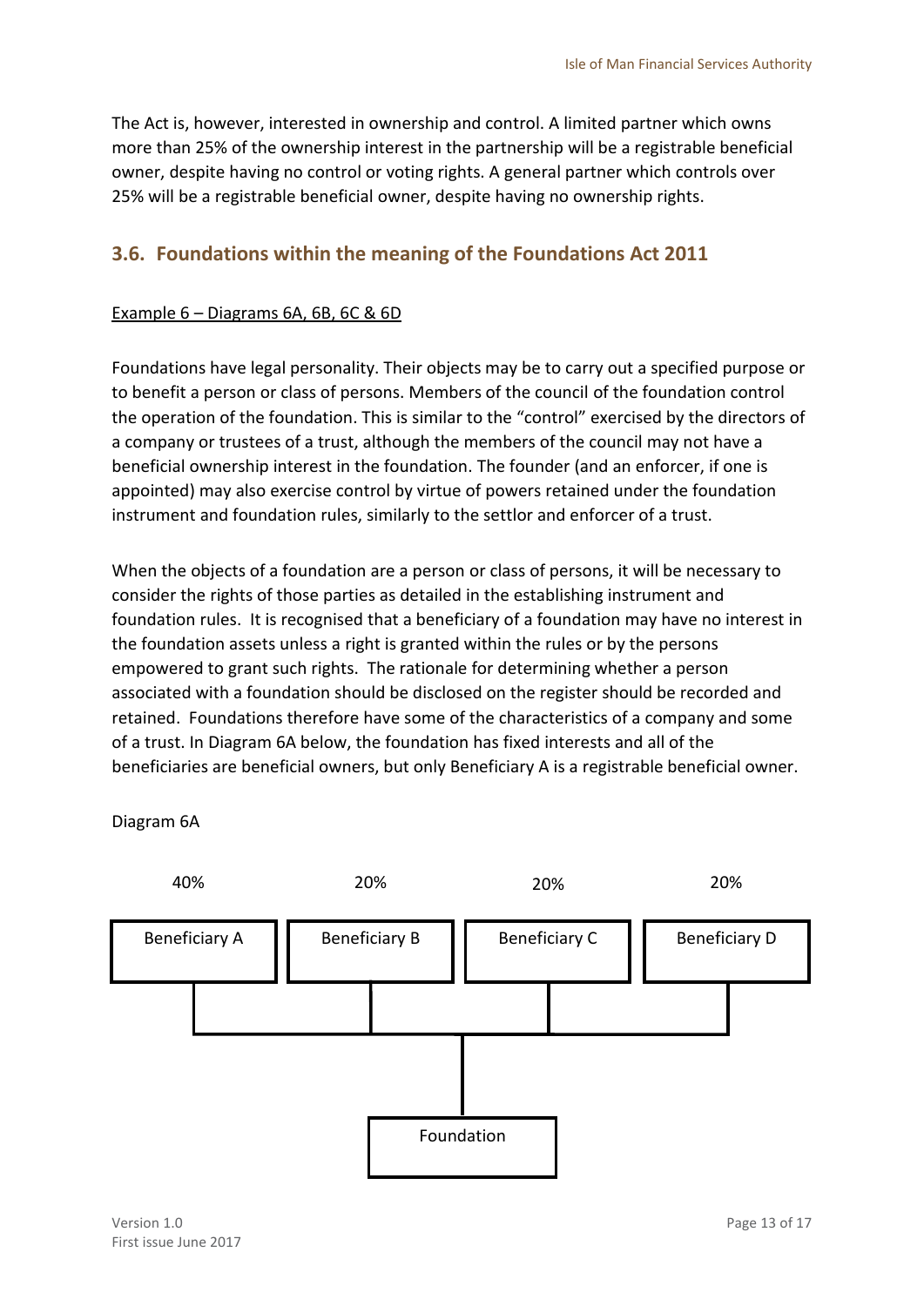The Act is, however, interested in ownership and control. A limited partner which owns more than 25% of the ownership interest in the partnership will be a registrable beneficial owner, despite having no control or voting rights. A general partner which controls over 25% will be a registrable beneficial owner, despite having no ownership rights.

## 3.6. Foundations within the meaning of the Foundations Act 2011

Example 6 – Diagrams 6A, 6B, 6C & 6D

Foundations have legal personality. Their objects may be to carry out a specified purpose or to benefit a person or class of persons. Members of the council of the foundation control the operation of the foundation. This is similar to the "control" exercised by the directors of a company or trustees of a trust, although the members of the council may not have a beneficial ownership interest in the foundation. The founder (and an enforcer, if one is appointed) may also exercise control by virtue of powers retained under the foundation instrument and foundation rules, similarly to the settlor and enforcer of a trust.

When the objects of a foundation are a person or class of persons, it will be necessary to consider the rights of those parties as detailed in the establishing instrument and foundation rules. It is recognised that a beneficiary of a foundation may have no interest in the foundation assets unless a right is granted within the rules or by the persons empowered to grant such rights. The rationale for determining whether a person associated with a foundation should be disclosed on the register should be recorded and retained. Foundations therefore have some of the characteristics of a company and some of a trust. In Diagram 6A below, the foundation has fixed interests and all of the beneficiaries are beneficial owners, but only Beneficiary A is a registrable beneficial owner.

Diagram 6A

| 40% | 20% | 20% | 20% |
|---|---|---|---|
| Beneficiary A | Beneficiary B | Beneficiary C | Beneficiary D |

Foundation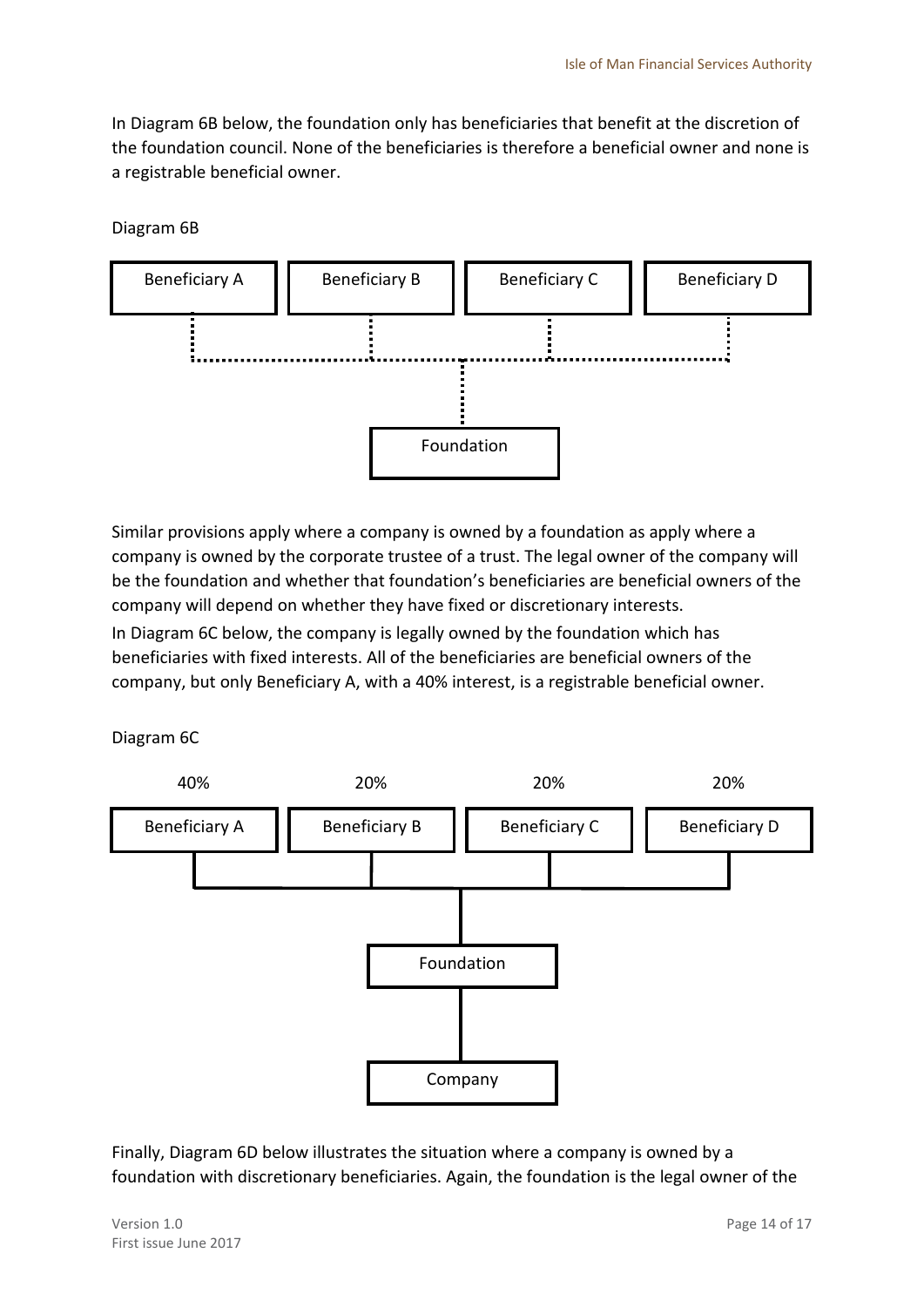In Diagram 6B below, the foundation only has beneficiaries that benefit at the discretion of the foundation council. None of the beneficiaries is therefore a beneficial owner and none is a registrable beneficial owner.

Diagram 6B

Beneficiary A    Beneficiary B    Beneficiary C    Beneficiary D

Foundation

Similar provisions apply where a company is owned by a foundation as apply where a company is owned by the corporate trustee of a trust. The legal owner of the company will be the foundation and whether that foundation's beneficiaries are beneficial owners of the company will depend on whether they have fixed or discretionary interests.

In Diagram 6C below, the company is legally owned by the foundation which has beneficiaries with fixed interests. All of the beneficiaries are beneficial owners of the company, but only Beneficiary A, with a 40% interest, is a registrable beneficial owner.

Diagram 6C

40%    20%    20%    20%

Beneficiary A    Beneficiary B    Beneficiary C    Beneficiary D

Foundation

Company

Finally, Diagram 6D below illustrates the situation where a company is owned by a foundation with discretionary beneficiaries. Again, the foundation is the legal owner of the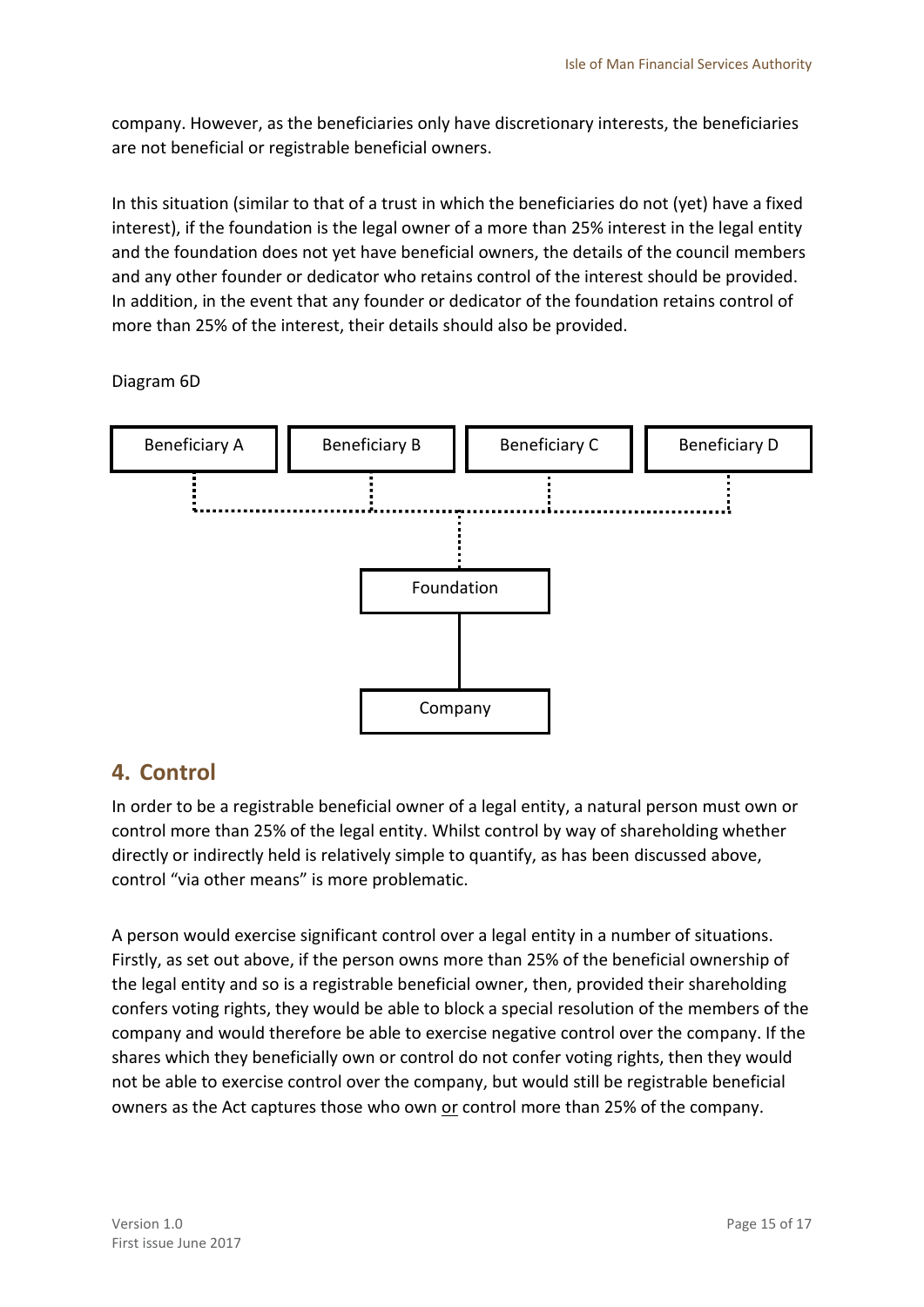company. However, as the beneficiaries only have discretionary interests, the beneficiaries are not beneficial or registrable beneficial owners.

In this situation (similar to that of a trust in which the beneficiaries do not (yet) have a fixed interest), if the foundation is the legal owner of a more than 25% interest in the legal entity and the foundation does not yet have beneficial owners, the details of the council members and any other founder or dedicator who retains control of the interest should be provided. In addition, in the event that any founder or dedicator of the foundation retains control of more than 25% of the interest, their details should also be provided.

Diagram 6D

Beneficiary A    Beneficiary B    Beneficiary C    Beneficiary D

Foundation

Company

## 4. Control

In order to be a registrable beneficial owner of a legal entity, a natural person must own or control more than 25% of the legal entity. Whilst control by way of shareholding whether directly or indirectly held is relatively simple to quantify, as has been discussed above, control "via other means" is more problematic.

A person would exercise significant control over a legal entity in a number of situations. Firstly, as set out above, if the person owns more than 25% of the beneficial ownership of the legal entity and so is a registrable beneficial owner, then, provided their shareholding confers voting rights, they would be able to block a special resolution of the members of the company and would therefore be able to exercise negative control over the company. If the shares which they beneficially own or control do not confer voting rights, then they would not be able to exercise control over the company, but would still be registrable beneficial owners as the Act captures those who own <u>or</u> control more than 25% of the company.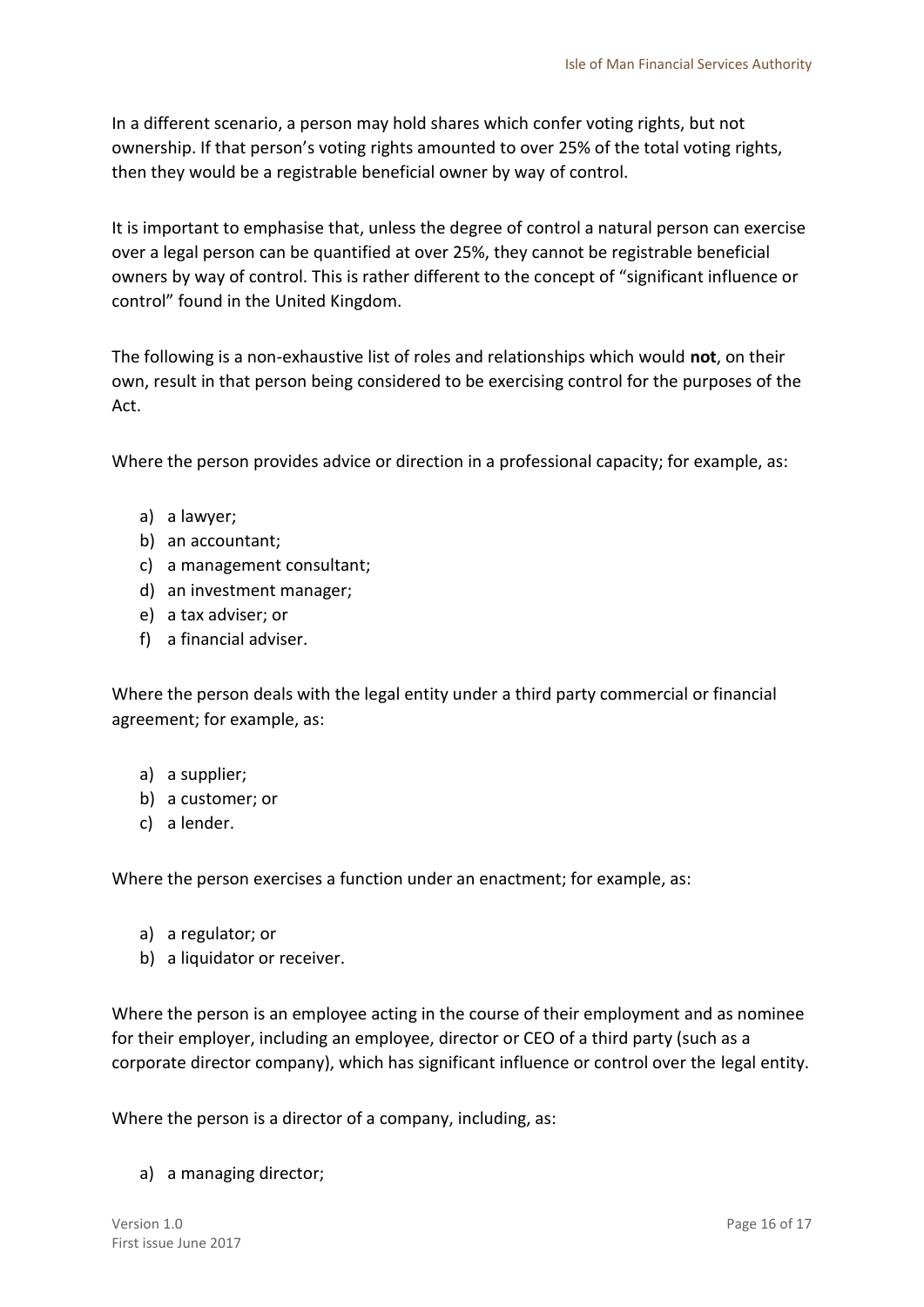In a different scenario, a person may hold shares which confer voting rights, but not ownership. If that person's voting rights amounted to over 25% of the total voting rights, then they would be a registrable beneficial owner by way of control.

It is important to emphasise that, unless the degree of control a natural person can exercise over a legal person can be quantified at over 25%, they cannot be registrable beneficial owners by way of control. This is rather different to the concept of "significant influence or control" found in the United Kingdom.

The following is a non-exhaustive list of roles and relationships which would **not**, on their own, result in that person being considered to be exercising control for the purposes of the Act.

Where the person provides advice or direction in a professional capacity; for example, as:

a) a lawyer;
b) an accountant;
c) a management consultant;
d) an investment manager;
e) a tax adviser; or
f) a financial adviser.

Where the person deals with the legal entity under a third party commercial or financial agreement; for example, as:

a) a supplier;
b) a customer; or
c) a lender.

Where the person exercises a function under an enactment; for example, as:

a) a regulator; or
b) a liquidator or receiver.

Where the person is an employee acting in the course of their employment and as nominee for their employer, including an employee, director or CEO of a third party (such as a corporate director company), which has significant influence or control over the legal entity.

Where the person is a director of a company, including, as:

a) a managing director;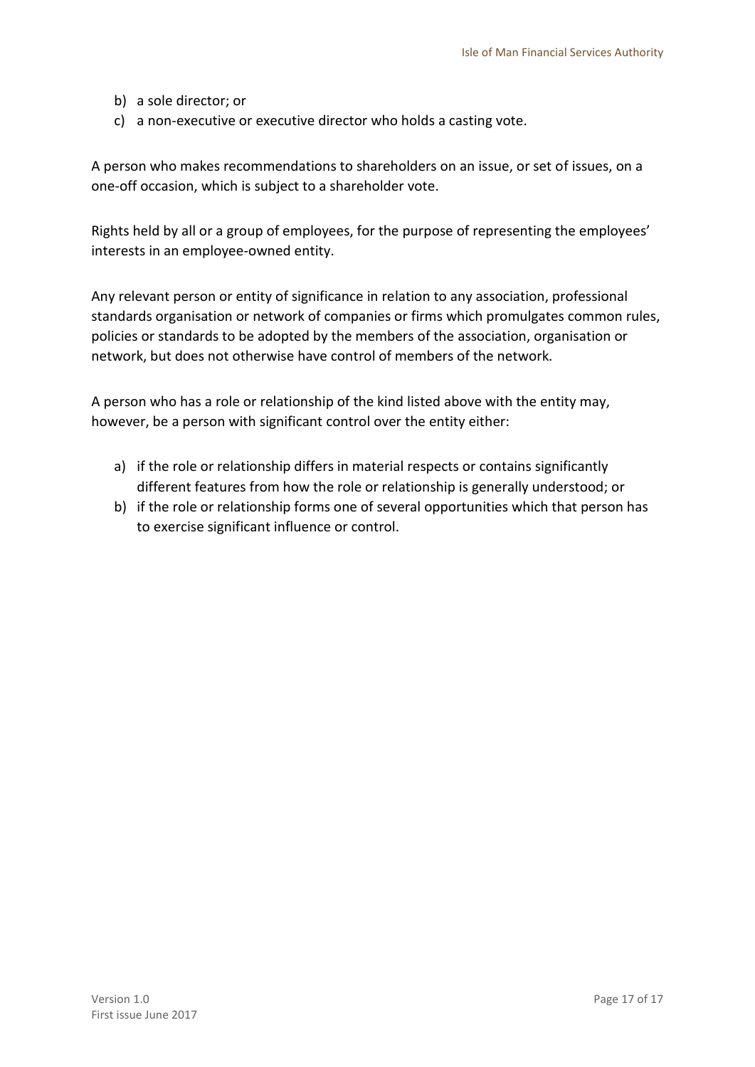b) a sole director; or
c) a non-executive or executive director who holds a casting vote.

A person who makes recommendations to shareholders on an issue, or set of issues, on a one-off occasion, which is subject to a shareholder vote.

Rights held by all or a group of employees, for the purpose of representing the employees' interests in an employee-owned entity.

Any relevant person or entity of significance in relation to any association, professional standards organisation or network of companies or firms which promulgates common rules, policies or standards to be adopted by the members of the association, organisation or network, but does not otherwise have control of members of the network.

A person who has a role or relationship of the kind listed above with the entity may, however, be a person with significant control over the entity either:

a) if the role or relationship differs in material respects or contains significantly different features from how the role or relationship is generally understood; or
b) if the role or relationship forms one of several opportunities which that person has to exercise significant influence or control.